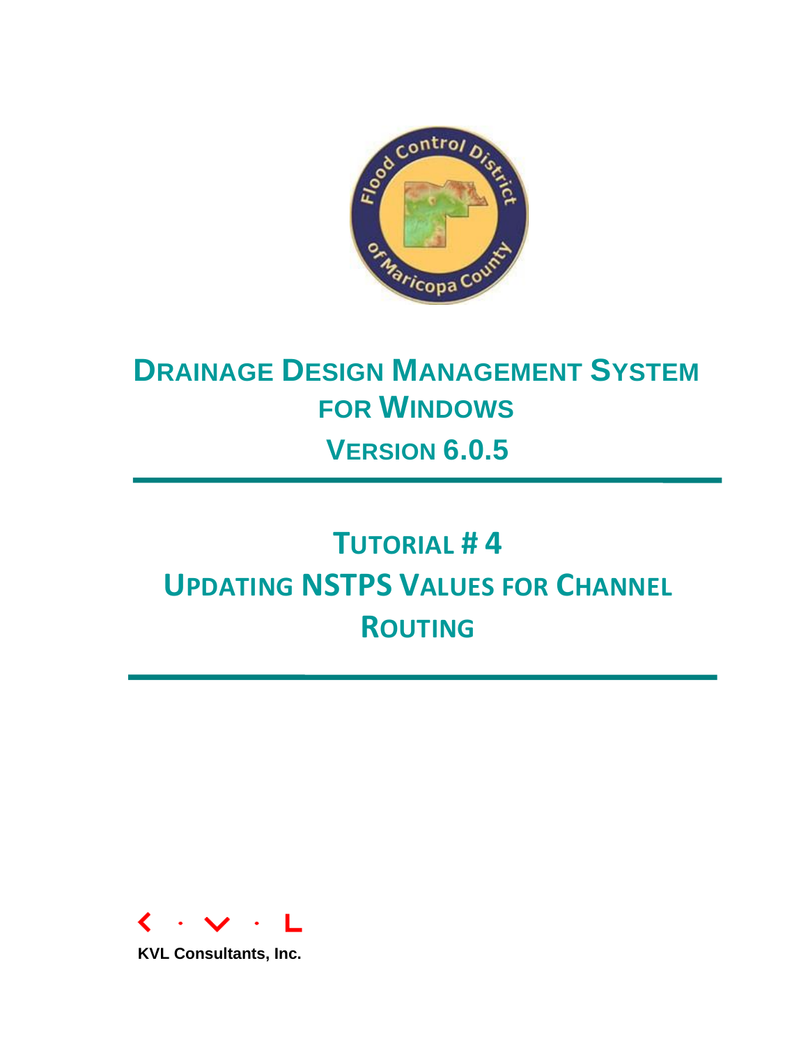# Drainage Design Management System for Windows

## Version 6.0.5

# Tutorial # 4

# Updating NSTPS Values for Channel Routing

KVL Consultants, Inc.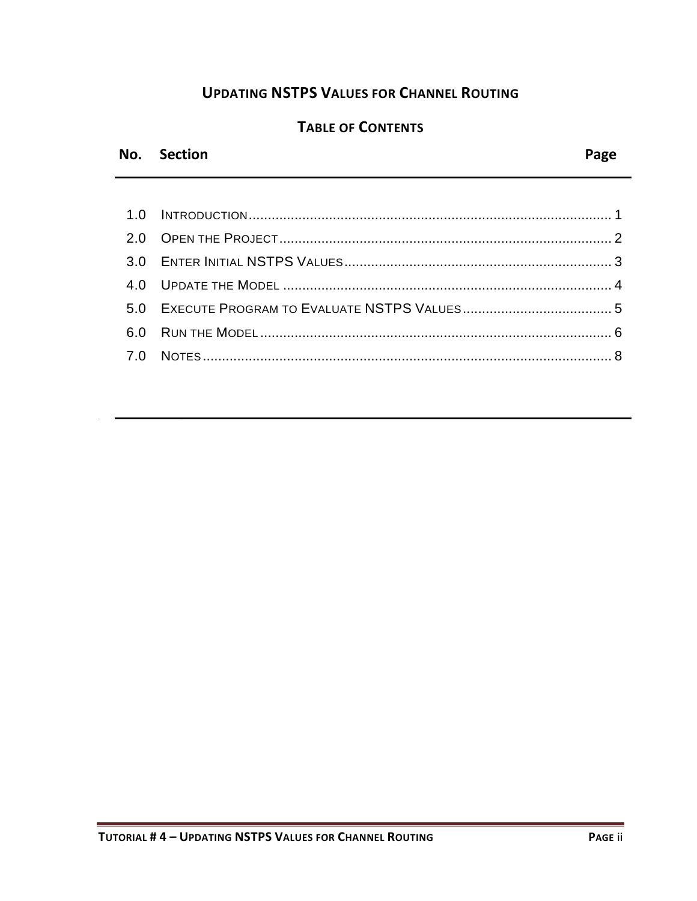## UPDATING NSTPS VALUES FOR CHANNEL ROUTING

### TABLE OF CONTENTS

| No. | Section | Page |
|---|---|---|
| 1.0 | INTRODUCTION | 1 |
| 2.0 | OPEN THE PROJECT | 2 |
| 3.0 | ENTER INITIAL NSTPS VALUES | 3 |
| 4.0 | UPDATE THE MODEL | 4 |
| 5.0 | EXECUTE PROGRAM TO EVALUATE NSTPS VALUES | 5 |
| 6.0 | RUN THE MODEL | 6 |
| 7.0 | NOTES | 8 |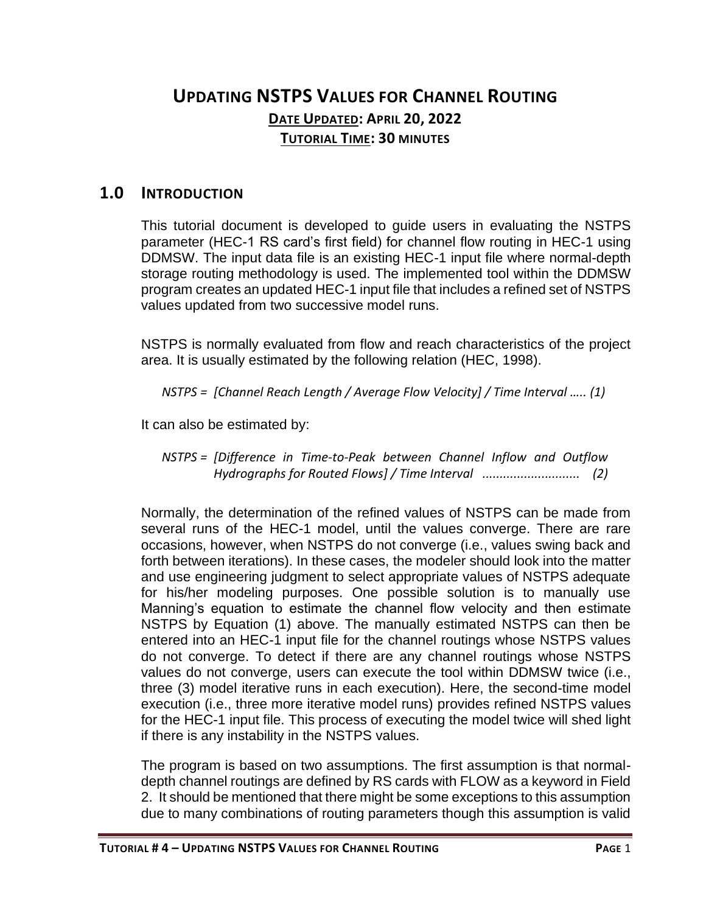# UPDATING NSTPS VALUES FOR CHANNEL ROUTING

**DATE UPDATED: APRIL 20, 2022**

**TUTORIAL TIME: 30 MINUTES**

## 1.0 INTRODUCTION

This tutorial document is developed to guide users in evaluating the NSTPS parameter (HEC-1 RS card's first field) for channel flow routing in HEC-1 using DDMSW. The input data file is an existing HEC-1 input file where normal-depth storage routing methodology is used. The implemented tool within the DDMSW program creates an updated HEC-1 input file that includes a refined set of NSTPS values updated from two successive model runs.

NSTPS is normally evaluated from flow and reach characteristics of the project area. It is usually estimated by the following relation (HEC, 1998).

*NSTPS = [Channel Reach Length / Average Flow Velocity] / Time Interval ..... (1)*

It can also be estimated by:

*NSTPS = [Difference in Time-to-Peak between Channel Inflow and Outflow Hydrographs for Routed Flows] / Time Interval ............................ (2)*

Normally, the determination of the refined values of NSTPS can be made from several runs of the HEC-1 model, until the values converge. There are rare occasions, however, when NSTPS do not converge (i.e., values swing back and forth between iterations). In these cases, the modeler should look into the matter and use engineering judgment to select appropriate values of NSTPS adequate for his/her modeling purposes. One possible solution is to manually use Manning's equation to estimate the channel flow velocity and then estimate NSTPS by Equation (1) above. The manually estimated NSTPS can then be entered into an HEC-1 input file for the channel routings whose NSTPS values do not converge. To detect if there are any channel routings whose NSTPS values do not converge, users can execute the tool within DDMSW twice (i.e., three (3) model iterative runs in each execution). Here, the second-time model execution (i.e., three more iterative model runs) provides refined NSTPS values for the HEC-1 input file. This process of executing the model twice will shed light if there is any instability in the NSTPS values.

The program is based on two assumptions. The first assumption is that normal-depth channel routings are defined by RS cards with FLOW as a keyword in Field 2. It should be mentioned that there might be some exceptions to this assumption due to many combinations of routing parameters though this assumption is valid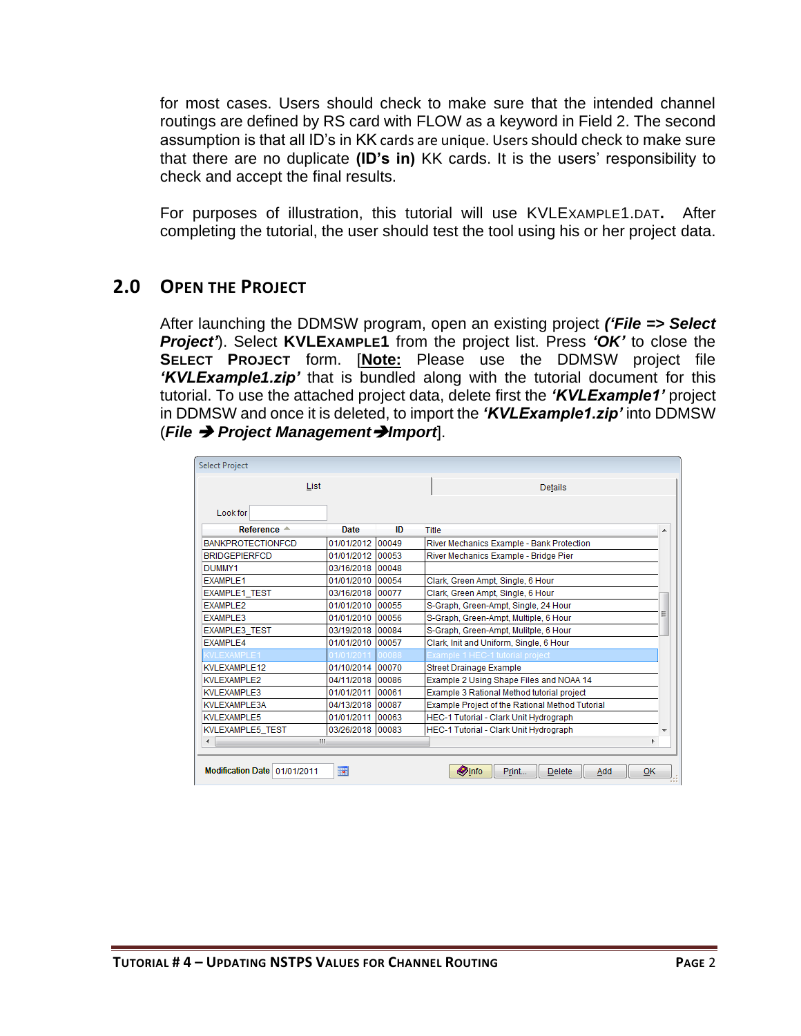for most cases. Users should check to make sure that the intended channel routings are defined by RS card with FLOW as a keyword in Field 2. The second assumption is that all ID's in KK cards are unique. Users should check to make sure that there are no duplicate **(ID's in)** KK cards. It is the users' responsibility to check and accept the final results.

For purposes of illustration, this tutorial will use KVLEXAMPLE1.DAT. After completing the tutorial, the user should test the tool using his or her project data.

## 2.0 OPEN THE PROJECT

After launching the DDMSW program, open an existing project ***('File => Select Project'***). Select **KVLEXAMPLE1** from the project list. Press ***'OK'*** to close the **SELECT PROJECT** form. [**Note:** Please use the DDMSW project file ***'KVLExample1.zip'*** that is bundled along with the tutorial document for this tutorial. To use the attached project data, delete first the ***'KVLExample1'*** project in DDMSW and once it is deleted, to import the ***'KVLExample1.zip'*** into DDMSW (***File ➔ Project Management➔Import***].

Select Project

List | Details

Look for

| Reference | Date | ID | Title |
|---|---|---|---|
| BANKPROTECTIONFCD | 01/01/2012 | 00049 | River Mechanics Example - Bank Protection |
| BRIDGEPIERFCD | 01/01/2012 | 00053 | River Mechanics Example - Bridge Pier |
| DUMMY1 | 03/16/2018 | 00048 | |
| EXAMPLE1 | 01/01/2010 | 00054 | Clark, Green Ampt, Single, 6 Hour |
| EXAMPLE1_TEST | 03/16/2018 | 00077 | Clark, Green Ampt, Single, 6 Hour |
| EXAMPLE2 | 01/01/2010 | 00055 | S-Graph, Green-Ampt, Single, 24 Hour |
| EXAMPLE3 | 01/01/2010 | 00056 | S-Graph, Green-Ampt, Multiple, 6 Hour |
| EXAMPLE3_TEST | 03/19/2018 | 00084 | S-Graph, Green-Ampt, Mulitple, 6 Hour |
| EXAMPLE4 | 01/01/2010 | 00057 | Clark, Init and Uniform, Single, 6 Hour |
| KVLEXAMPLE1 | 01/01/2011 | 00088 | Example 1 HEC-1 tutorial project |
| KVLEXAMPLE12 | 01/10/2014 | 00070 | Street Drainage Example |
| KVLEXAMPLE2 | 04/11/2018 | 00086 | Example 2 Using Shape Files and NOAA 14 |
| KVLEXAMPLE3 | 01/01/2011 | 00061 | Example 3 Rational Method tutorial project |
| KVLEXAMPLE3A | 04/13/2018 | 00087 | Example Project of the Rational Method Tutorial |
| KVLEXAMPLE5 | 01/01/2011 | 00063 | HEC-1 Tutorial - Clark Unit Hydrograph |
| KVLEXAMPLE5_TEST | 03/26/2018 | 00083 | HEC-1 Tutorial - Clark Unit Hydrograph |

Modification Date 01/01/2011

Info | Print... | Delete | Add | OK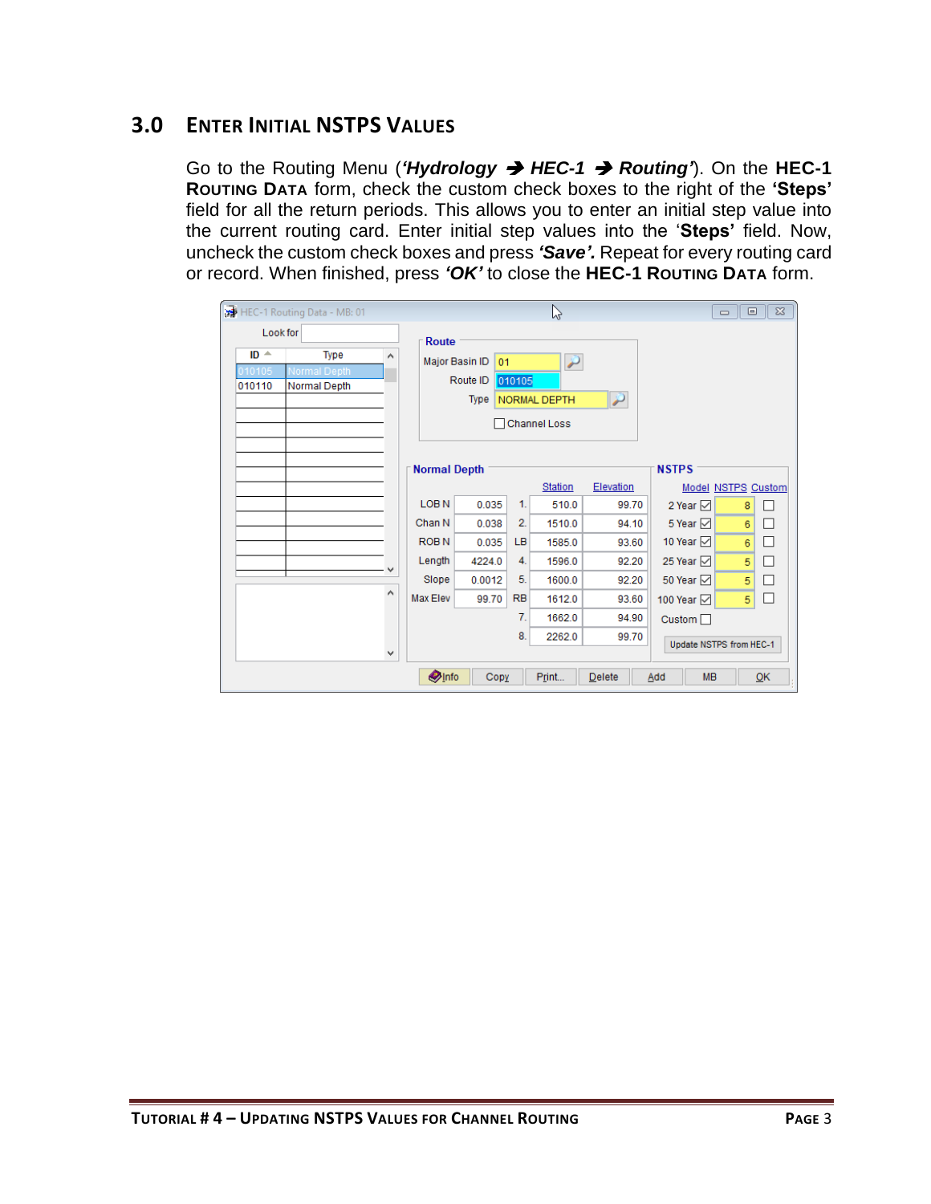## 3.0 ENTER INITIAL NSTPS VALUES

Go to the Routing Menu (***'Hydrology* ➔ *HEC-1* ➔ *Routing'***). On the **HEC-1 ROUTING DATA** form, check the custom check boxes to the right of the **'Steps'** field for all the return periods. This allows you to enter an initial step value into the current routing card. Enter initial step values into the '**Steps**' field. Now, uncheck the custom check boxes and press ***'Save'.*** Repeat for every routing card or record. When finished, press ***'OK'*** to close the **HEC-1 ROUTING DATA** form.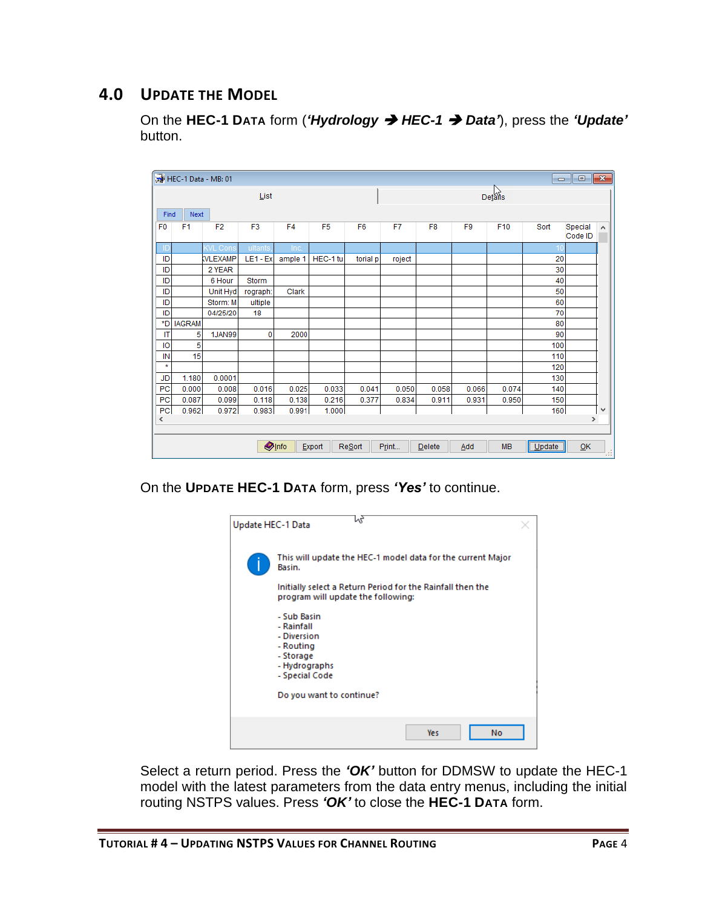# 4.0 Update the Model

On the **HEC-1 Data** form (***'Hydrology*** ➔ ***HEC-1*** ➔ ***Data'***), press the ***'Update'*** button.

On the **Update HEC-1 Data** form, press ***'Yes'*** to continue.

Select a return period. Press the ***'OK'*** button for DDMSW to update the HEC-1 model with the latest parameters from the data entry menus, including the initial routing NSTPS values. Press ***'OK'*** to close the **HEC-1 Data** form.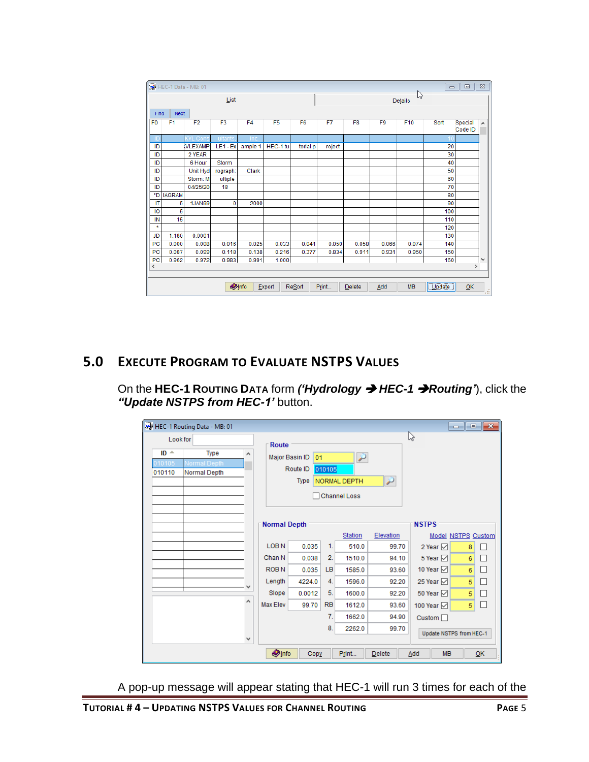## 5.0 EXECUTE PROGRAM TO EVALUATE NSTPS VALUES

On the **HEC-1 ROUTING DATA** form ***('Hydrology ➔ HEC-1 ➔Routing'***), click the ***"Update NSTPS from HEC-1'*** button.

A pop-up message will appear stating that HEC-1 will run 3 times for each of the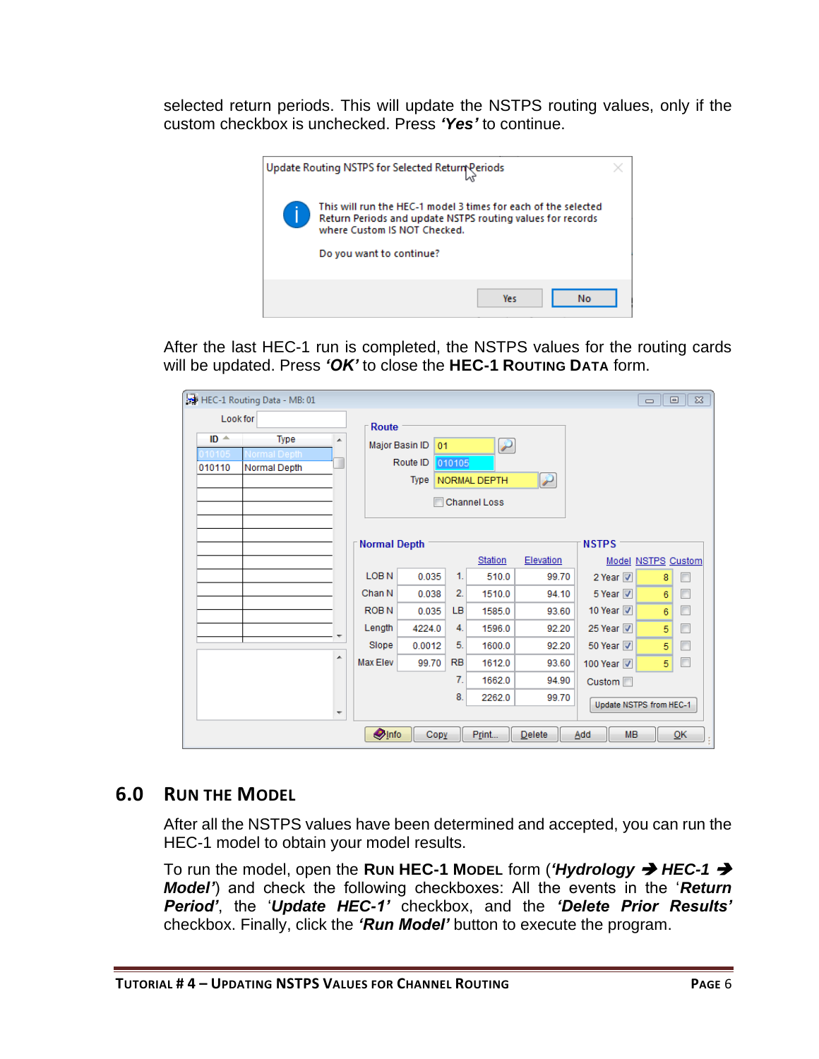selected return periods. This will update the NSTPS routing values, only if the custom checkbox is unchecked. Press ***'Yes'*** to continue.

After the last HEC-1 run is completed, the NSTPS values for the routing cards will be updated. Press ***'OK'*** to close the **HEC-1 ROUTING DATA** form.

## 6.0 RUN THE MODEL

After all the NSTPS values have been determined and accepted, you can run the HEC-1 model to obtain your model results.

To run the model, open the **RUN HEC-1 MODEL** form (***'Hydrology → HEC-1 → Model'***) and check the following checkboxes: All the events in the '***Return Period'***, the '***Update HEC-1'*** checkbox, and the ***'Delete Prior Results'*** checkbox. Finally, click the ***'Run Model'*** button to execute the program.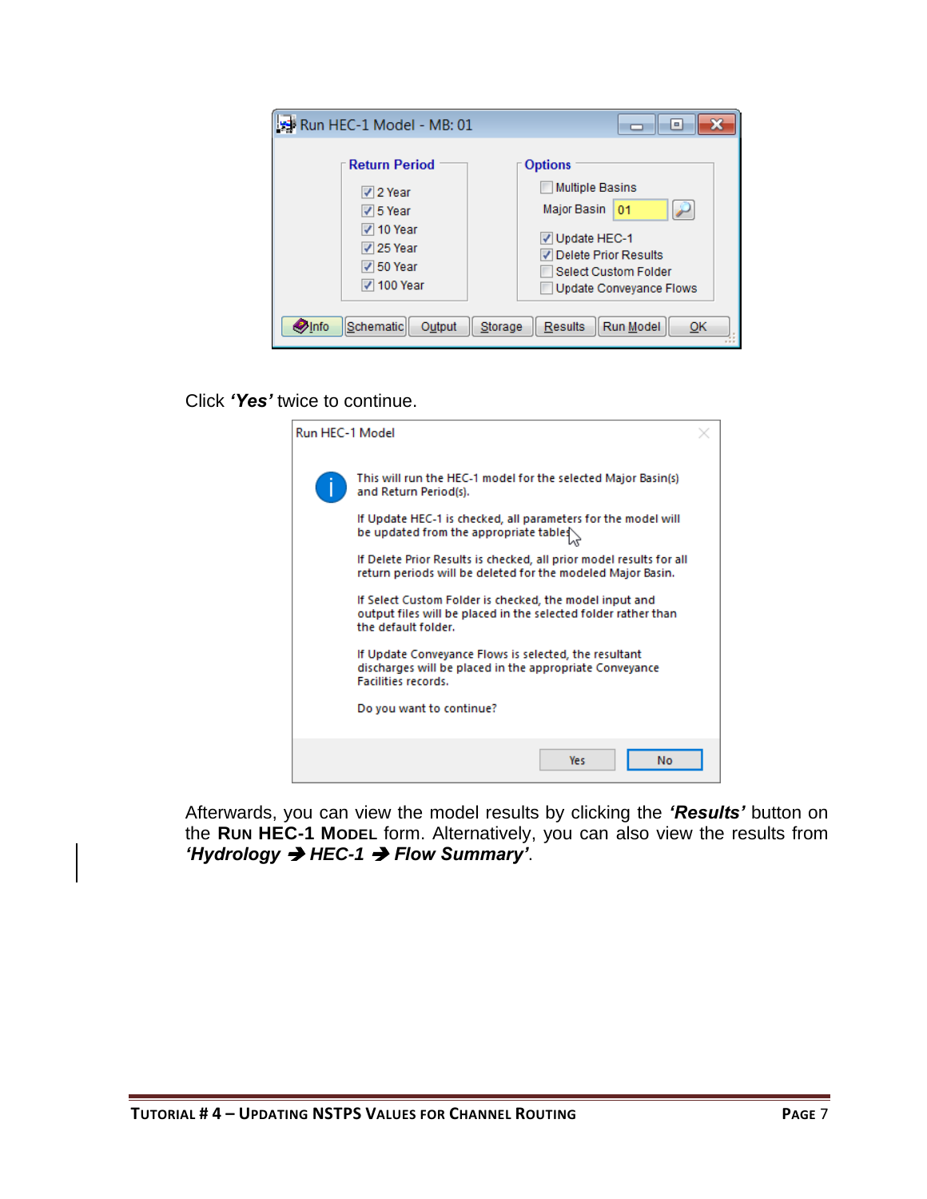Click ***'Yes'*** twice to continue.

Afterwards, you can view the model results by clicking the ***'Results'*** button on the **RUN HEC-1 MODEL** form. Alternatively, you can also view the results from ***'Hydrology → HEC-1 → Flow Summary'***.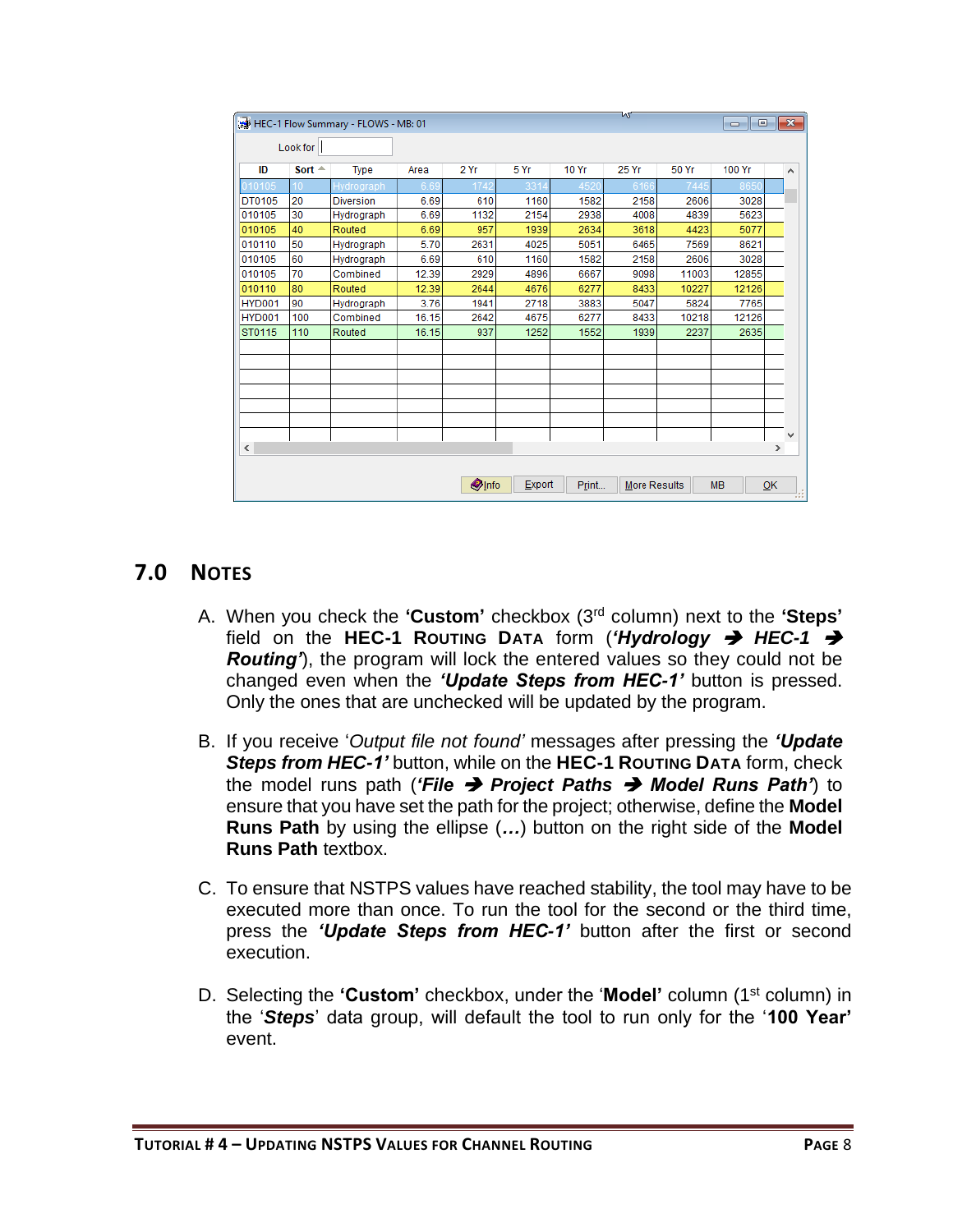HEC-1 Flow Summary - FLOWS - MB: 01

Look for

| ID | Sort | Type | Area | 2 Yr | 5 Yr | 10 Yr | 25 Yr | 50 Yr | 100 Yr |
|---|---|---|---|---|---|---|---|---|---|
| 010105 | 10 | Hydrograph | 6.69 | 1742 | 3314 | 4520 | 6166 | 7445 | 8650 |
| DT0105 | 20 | Diversion | 6.69 | 610 | 1160 | 1582 | 2158 | 2606 | 3028 |
| 010105 | 30 | Hydrograph | 6.69 | 1132 | 2154 | 2938 | 4008 | 4839 | 5623 |
| 010105 | 40 | Routed | 6.69 | 957 | 1939 | 2634 | 3618 | 4423 | 5077 |
| 010110 | 50 | Hydrograph | 5.70 | 2631 | 4025 | 5051 | 6465 | 7569 | 8621 |
| 010105 | 60 | Hydrograph | 6.69 | 610 | 1160 | 1582 | 2158 | 2606 | 3028 |
| 010105 | 70 | Combined | 12.39 | 2929 | 4896 | 6667 | 9098 | 11003 | 12855 |
| 010110 | 80 | Routed | 12.39 | 2644 | 4676 | 6277 | 8433 | 10227 | 12126 |
| HYD001 | 90 | Hydrograph | 3.76 | 1941 | 2718 | 3883 | 5047 | 5824 | 7765 |
| HYD001 | 100 | Combined | 16.15 | 2642 | 4675 | 6277 | 8433 | 10218 | 12126 |
| ST0115 | 110 | Routed | 16.15 | 937 | 1252 | 1552 | 1939 | 2237 | 2635 |

Info | Export | Print... | More Results | MB | OK

## 7.0 NOTES

A. When you check the **'Custom'** checkbox (3rd column) next to the **'Steps'** field on the **HEC-1 ROUTING DATA** form (***'Hydrology*** ➔ ***HEC-1*** ➔ ***Routing'***), the program will lock the entered values so they could not be changed even when the ***'Update Steps from HEC-1'*** button is pressed. Only the ones that are unchecked will be updated by the program.

B. If you receive '*Output file not found*' messages after pressing the ***'Update Steps from HEC-1'*** button, while on the **HEC-1 ROUTING DATA** form, check the model runs path (***'File*** ➔ ***Project Paths*** ➔ ***Model Runs Path'***) to ensure that you have set the path for the project; otherwise, define the **Model Runs Path** by using the ellipse (***…***) button on the right side of the **Model Runs Path** textbox.

C. To ensure that NSTPS values have reached stability, the tool may have to be executed more than once. To run the tool for the second or the third time, press the ***'Update Steps from HEC-1'*** button after the first or second execution.

D. Selecting the **'Custom'** checkbox, under the '**Model'** column (1st column) in the '***Steps***' data group, will default the tool to run only for the '**100 Year'** event.